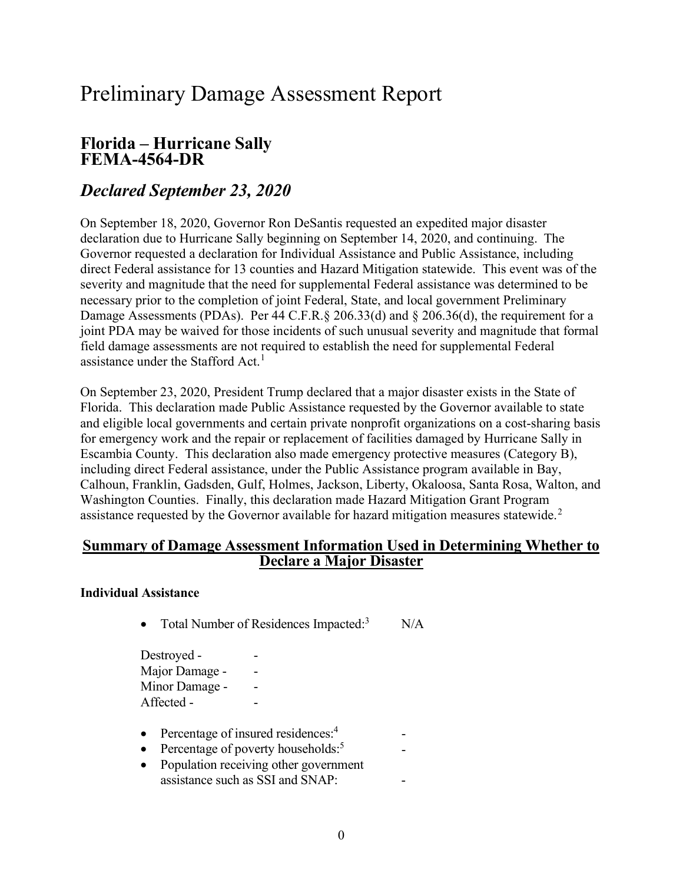# Preliminary Damage Assessment Report

## Florida – Hurricane Sally FEMA-4564-DR

## *Declared September 23, 2020*

On September 18, 2020, Governor Ron DeSantis requested an expedited major disaster declaration due to Hurricane Sally beginning on September 14, 2020, and continuing. The Governor requested a declaration for Individual Assistance and Public Assistance, including direct Federal assistance for 13 counties and Hazard Mitigation statewide. This event was of the severity and magnitude that the need for supplemental Federal assistance was determined to be necessary prior to the completion of joint Federal, State, and local government Preliminary Damage Assessments (PDAs). Per 44 C.F.R.§ 206.33(d) and § 206.36(d), the requirement for a joint PDA may be waived for those incidents of such unusual severity and magnitude that formal field damage assessments are not required to establish the need for supplemental Federal assistance under the Stafford Act.[1]

On September 23, 2020, President Trump declared that a major disaster exists in the State of Florida. This declaration made Public Assistance requested by the Governor available to state and eligible local governments and certain private nonprofit organizations on a cost-sharing basis for emergency work and the repair or replacement of facilities damaged by Hurricane Sally in Escambia County. This declaration also made emergency protective measures (Category B), including direct Federal assistance, under the Public Assistance program available in Bay, Calhoun, Franklin, Gadsden, Gulf, Holmes, Jackson, Liberty, Okaloosa, Santa Rosa, Walton, and Washington Counties. Finally, this declaration made Hazard Mitigation Grant Program assistance requested by the Governor available for hazard mitigation measures statewide.[2]

### Summary of Damage Assessment Information Used in Determining Whether to Declare a Major Disaster

**Individual Assistance**

- Total Number of Residences Impacted:[3] N/A

  Destroyed - -
  Major Damage - -
  Minor Damage - -
  Affected - -

- Percentage of insured residences:[4] -
- Percentage of poverty households:[5] -
- Population receiving other government assistance such as SSI and SNAP: -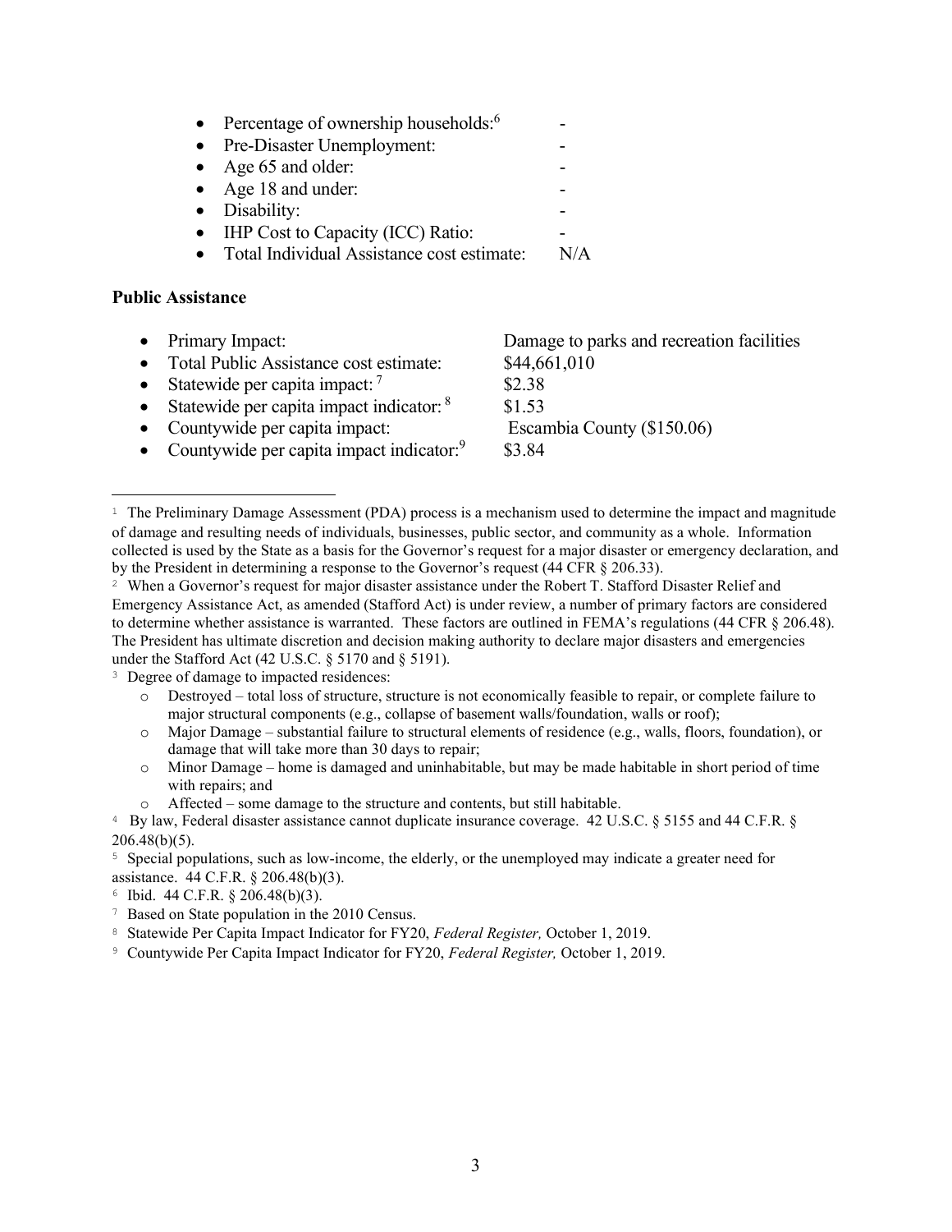- Percentage of ownership households:[6] -
- Pre-Disaster Unemployment: -
- Age 65 and older: -
- Age 18 and under: -
- Disability: -
- IHP Cost to Capacity (ICC) Ratio: -
- Total Individual Assistance cost estimate: N/A

**Public Assistance**

- Primary Impact: Damage to parks and recreation facilities
- Total Public Assistance cost estimate: $44,661,010
- Statewide per capita impact:[7] $2.38
- Statewide per capita impact indicator:[8] $1.53
- Countywide per capita impact: Escambia County ($150.06)
- Countywide per capita impact indicator:[9] $3.84

---

[1] The Preliminary Damage Assessment (PDA) process is a mechanism used to determine the impact and magnitude of damage and resulting needs of individuals, businesses, public sector, and community as a whole. Information collected is used by the State as a basis for the Governor's request for a major disaster or emergency declaration, and by the President in determining a response to the Governor's request (44 CFR § 206.33).

[2] When a Governor's request for major disaster assistance under the Robert T. Stafford Disaster Relief and Emergency Assistance Act, as amended (Stafford Act) is under review, a number of primary factors are considered to determine whether assistance is warranted. These factors are outlined in FEMA's regulations (44 CFR § 206.48). The President has ultimate discretion and decision making authority to declare major disasters and emergencies under the Stafford Act (42 U.S.C. § 5170 and § 5191).

[3] Degree of damage to impacted residences:

- Destroyed – total loss of structure, structure is not economically feasible to repair, or complete failure to major structural components (e.g., collapse of basement walls/foundation, walls or roof);
- Major Damage – substantial failure to structural elements of residence (e.g., walls, floors, foundation), or damage that will take more than 30 days to repair;
- Minor Damage – home is damaged and uninhabitable, but may be made habitable in short period of time with repairs; and
- Affected – some damage to the structure and contents, but still habitable.

[4] By law, Federal disaster assistance cannot duplicate insurance coverage. 42 U.S.C. § 5155 and 44 C.F.R. § 206.48(b)(5).

[5] Special populations, such as low-income, the elderly, or the unemployed may indicate a greater need for assistance. 44 C.F.R. § 206.48(b)(3).

[6] Ibid. 44 C.F.R. § 206.48(b)(3).

[7] Based on State population in the 2010 Census.

[8] Statewide Per Capita Impact Indicator for FY20, *Federal Register,* October 1, 2019.

[9] Countywide Per Capita Impact Indicator for FY20, *Federal Register,* October 1, 2019.